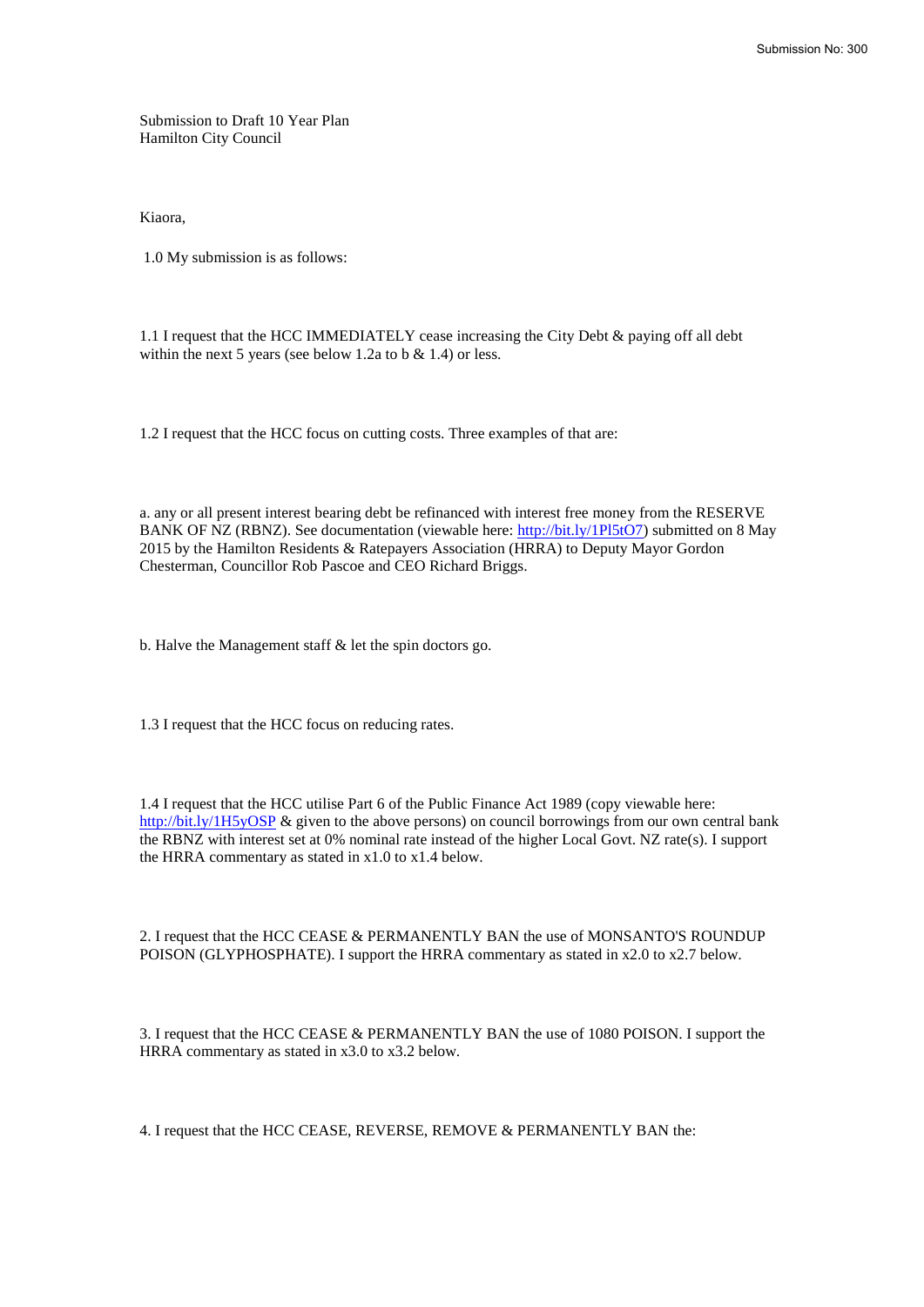Submission to Draft 10 Year Plan
Hamilton City Council

Kiaora,

1.0 My submission is as follows:

1.1 I request that the HCC IMMEDIATELY cease increasing the City Debt & paying off all debt within the next 5 years (see below 1.2a to b & 1.4) or less.

1.2 I request that the HCC focus on cutting costs. Three examples of that are:

a. any or all present interest bearing debt be refinanced with interest free money from the RESERVE BANK OF NZ (RBNZ). See documentation (viewable here: http://bit.ly/1Pl5tO7) submitted on 8 May 2015 by the Hamilton Residents & Ratepayers Association (HRRA) to Deputy Mayor Gordon Chesterman, Councillor Rob Pascoe and CEO Richard Briggs.

b. Halve the Management staff & let the spin doctors go.

1.3 I request that the HCC focus on reducing rates.

1.4 I request that the HCC utilise Part 6 of the Public Finance Act 1989 (copy viewable here: http://bit.ly/1H5yOSP & given to the above persons) on council borrowings from our own central bank the RBNZ with interest set at 0% nominal rate instead of the higher Local Govt. NZ rate(s). I support the HRRA commentary as stated in x1.0 to x1.4 below.

2. I request that the HCC CEASE & PERMANENTLY BAN the use of MONSANTO'S ROUNDUP POISON (GLYPHOSPHATE). I support the HRRA commentary as stated in x2.0 to x2.7 below.

3. I request that the HCC CEASE & PERMANENTLY BAN the use of 1080 POISON. I support the HRRA commentary as stated in x3.0 to x3.2 below.

4. I request that the HCC CEASE, REVERSE, REMOVE & PERMANENTLY BAN the: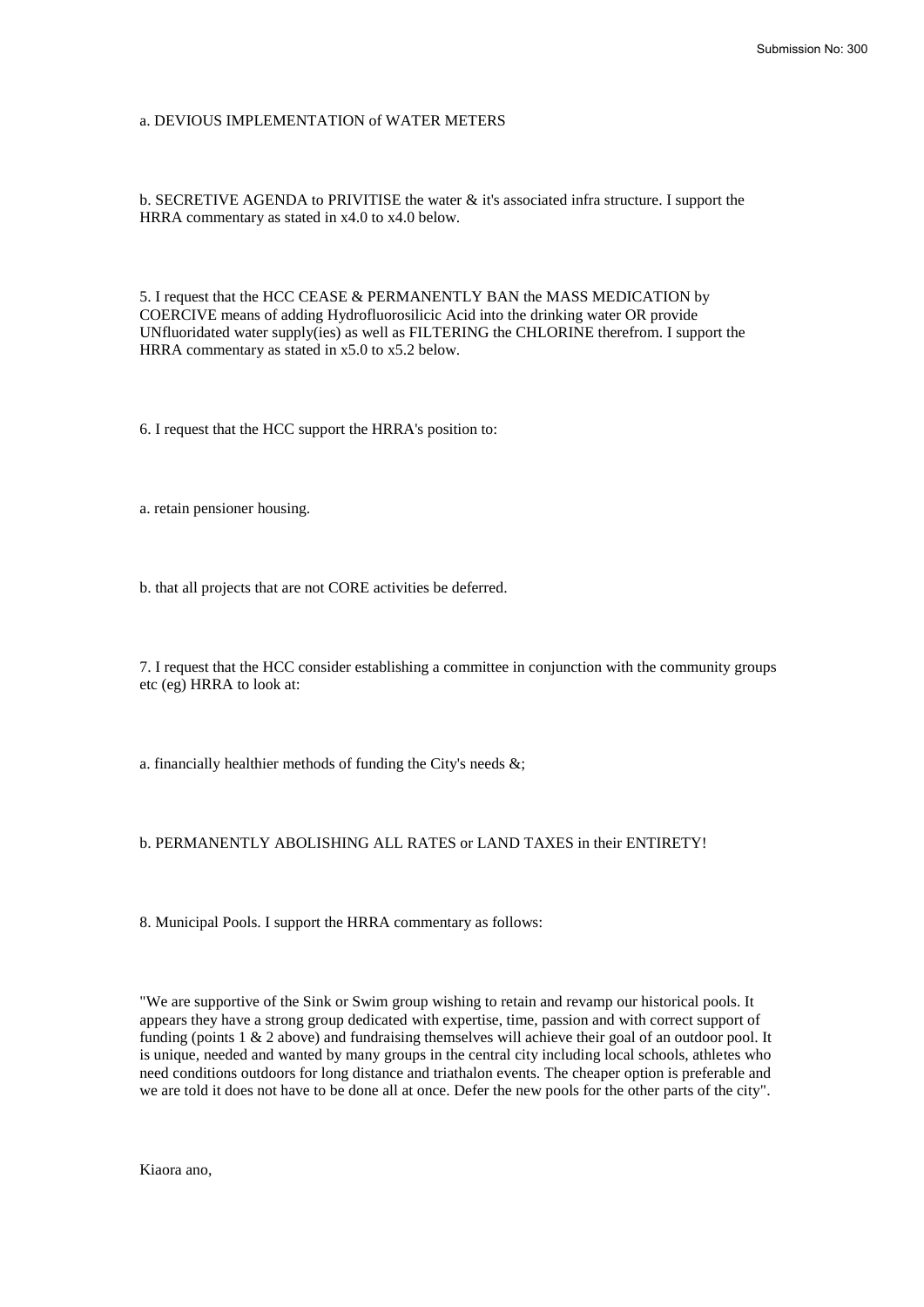a. DEVIOUS IMPLEMENTATION of WATER METERS

b. SECRETIVE AGENDA to PRIVITISE the water & it's associated infra structure. I support the HRRA commentary as stated in x4.0 to x4.0 below.

5. I request that the HCC CEASE & PERMANENTLY BAN the MASS MEDICATION by COERCIVE means of adding Hydrofluorosilicic Acid into the drinking water OR provide UNfluoridated water supply(ies) as well as FILTERING the CHLORINE therefrom. I support the HRRA commentary as stated in x5.0 to x5.2 below.

6. I request that the HCC support the HRRA's position to:

a. retain pensioner housing.

b. that all projects that are not CORE activities be deferred.

7. I request that the HCC consider establishing a committee in conjunction with the community groups etc (eg) HRRA to look at:

a. financially healthier methods of funding the City's needs &;

b. PERMANENTLY ABOLISHING ALL RATES or LAND TAXES in their ENTIRETY!

8. Municipal Pools. I support the HRRA commentary as follows:

"We are supportive of the Sink or Swim group wishing to retain and revamp our historical pools. It appears they have a strong group dedicated with expertise, time, passion and with correct support of funding (points 1 & 2 above) and fundraising themselves will achieve their goal of an outdoor pool. It is unique, needed and wanted by many groups in the central city including local schools, athletes who need conditions outdoors for long distance and triathalon events. The cheaper option is preferable and we are told it does not have to be done all at once. Defer the new pools for the other parts of the city".

Kiaora ano,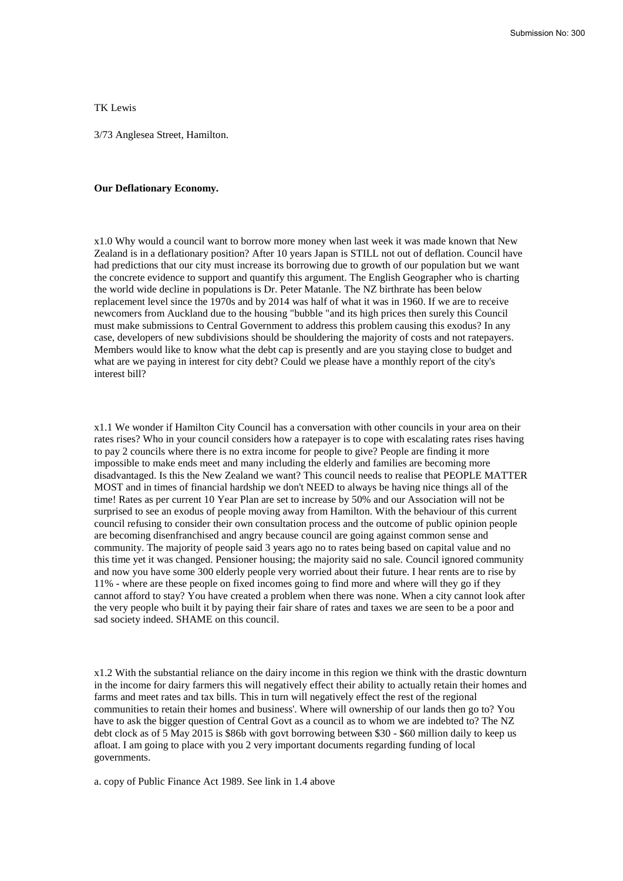TK Lewis

3/73 Anglesea Street, Hamilton.

**Our Deflationary Economy.**

x1.0 Why would a council want to borrow more money when last week it was made known that New Zealand is in a deflationary position? After 10 years Japan is STILL not out of deflation. Council have had predictions that our city must increase its borrowing due to growth of our population but we want the concrete evidence to support and quantify this argument. The English Geographer who is charting the world wide decline in populations is Dr. Peter Matanle. The NZ birthrate has been below replacement level since the 1970s and by 2014 was half of what it was in 1960. If we are to receive newcomers from Auckland due to the housing "bubble "and its high prices then surely this Council must make submissions to Central Government to address this problem causing this exodus? In any case, developers of new subdivisions should be shouldering the majority of costs and not ratepayers. Members would like to know what the debt cap is presently and are you staying close to budget and what are we paying in interest for city debt? Could we please have a monthly report of the city's interest bill?

x1.1 We wonder if Hamilton City Council has a conversation with other councils in your area on their rates rises? Who in your council considers how a ratepayer is to cope with escalating rates rises having to pay 2 councils where there is no extra income for people to give? People are finding it more impossible to make ends meet and many including the elderly and families are becoming more disadvantaged. Is this the New Zealand we want? This council needs to realise that PEOPLE MATTER MOST and in times of financial hardship we don't NEED to always be having nice things all of the time! Rates as per current 10 Year Plan are set to increase by 50% and our Association will not be surprised to see an exodus of people moving away from Hamilton. With the behaviour of this current council refusing to consider their own consultation process and the outcome of public opinion people are becoming disenfranchised and angry because council are going against common sense and community. The majority of people said 3 years ago no to rates being based on capital value and no this time yet it was changed. Pensioner housing; the majority said no sale. Council ignored community and now you have some 300 elderly people very worried about their future. I hear rents are to rise by 11% - where are these people on fixed incomes going to find more and where will they go if they cannot afford to stay? You have created a problem when there was none. When a city cannot look after the very people who built it by paying their fair share of rates and taxes we are seen to be a poor and sad society indeed. SHAME on this council.

x1.2 With the substantial reliance on the dairy income in this region we think with the drastic downturn in the income for dairy farmers this will negatively effect their ability to actually retain their homes and farms and meet rates and tax bills. This in turn will negatively effect the rest of the regional communities to retain their homes and business'. Where will ownership of our lands then go to? You have to ask the bigger question of Central Govt as a council as to whom we are indebted to? The NZ debt clock as of 5 May 2015 is $86b with govt borrowing between $30 - $60 million daily to keep us afloat. I am going to place with you 2 very important documents regarding funding of local governments.

a. copy of Public Finance Act 1989. See link in 1.4 above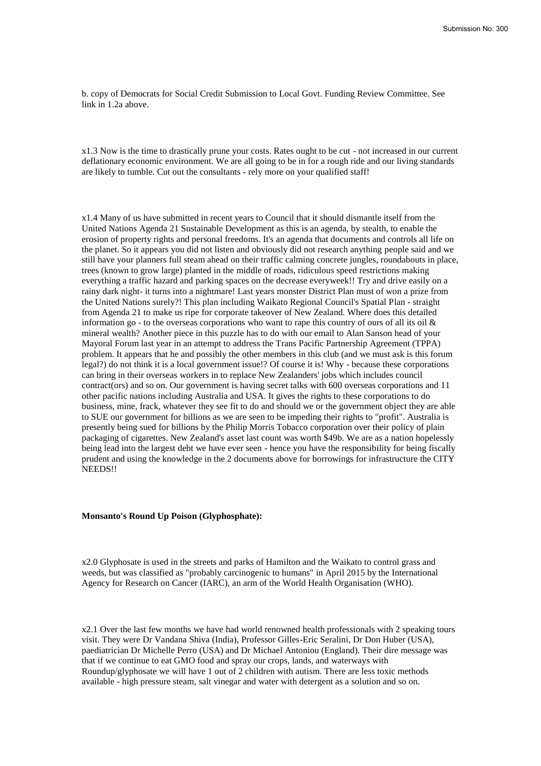b. copy of Democrats for Social Credit Submission to Local Govt. Funding Review Committee. See link in 1.2a above.

x1.3 Now is the time to drastically prune your costs. Rates ought to be cut - not increased in our current deflationary economic environment. We are all going to be in for a rough ride and our living standards are likely to tumble. Cut out the consultants - rely more on your qualified staff!

x1.4 Many of us have submitted in recent years to Council that it should dismantle itself from the United Nations Agenda 21 Sustainable Development as this is an agenda, by stealth, to enable the erosion of property rights and personal freedoms. It's an agenda that documents and controls all life on the planet. So it appears you did not listen and obviously did not research anything people said and we still have your planners full steam ahead on their traffic calming concrete jungles, roundabouts in place, trees (known to grow large) planted in the middle of roads, ridiculous speed restrictions making everything a traffic hazard and parking spaces on the decrease everyweek!! Try and drive easily on a rainy dark night- it turns into a nightmare! Last years monster District Plan must of won a prize from the United Nations surely?! This plan including Waikato Regional Council's Spatial Plan - straight from Agenda 21 to make us ripe for corporate takeover of New Zealand. Where does this detailed information go - to the overseas corporations who want to rape this country of ours of all its oil & mineral wealth? Another piece in this puzzle has to do with our email to Alan Sanson head of your Mayoral Forum last year in an attempt to address the Trans Pacific Partnership Agreement (TPPA) problem. It appears that he and possibly the other members in this club (and we must ask is this forum legal?) do not think it is a local government issue!? Of course it is! Why - because these corporations can bring in their overseas workers in to replace New Zealanders' jobs which includes council contract(ors) and so on. Our government is having secret talks with 600 overseas corporations and 11 other pacific nations including Australia and USA. It gives the rights to these corporations to do business, mine, frack, whatever they see fit to do and should we or the government object they are able to SUE our government for billions as we are seen to be impeding their rights to "profit". Australia is presently being sued for billions by the Philip Morris Tobacco corporation over their policy of plain packaging of cigarettes. New Zealand's asset last count was worth $49b. We are as a nation hopelessly being lead into the largest debt we have ever seen - hence you have the responsibility for being fiscally prudent and using the knowledge in the 2 documents above for borrowings for infrastructure the CITY NEEDS!!

**Monsanto's Round Up Poison (Glyphosphate):**

x2.0 Glyphosate is used in the streets and parks of Hamilton and the Waikato to control grass and weeds, but was classified as "probably carcinogenic to humans" in April 2015 by the International Agency for Research on Cancer (IARC), an arm of the World Health Organisation (WHO).

x2.1 Over the last few months we have had world renowned health professionals with 2 speaking tours visit. They were Dr Vandana Shiva (India), Professor Gilles-Eric Seralini, Dr Don Huber (USA), paediatrician Dr Michelle Perro (USA) and Dr Michael Antoniou (England). Their dire message was that if we continue to eat GMO food and spray our crops, lands, and waterways with Roundup/glyphosate we will have 1 out of 2 children with autism. There are less toxic methods available - high pressure steam, salt vinegar and water with detergent as a solution and so on.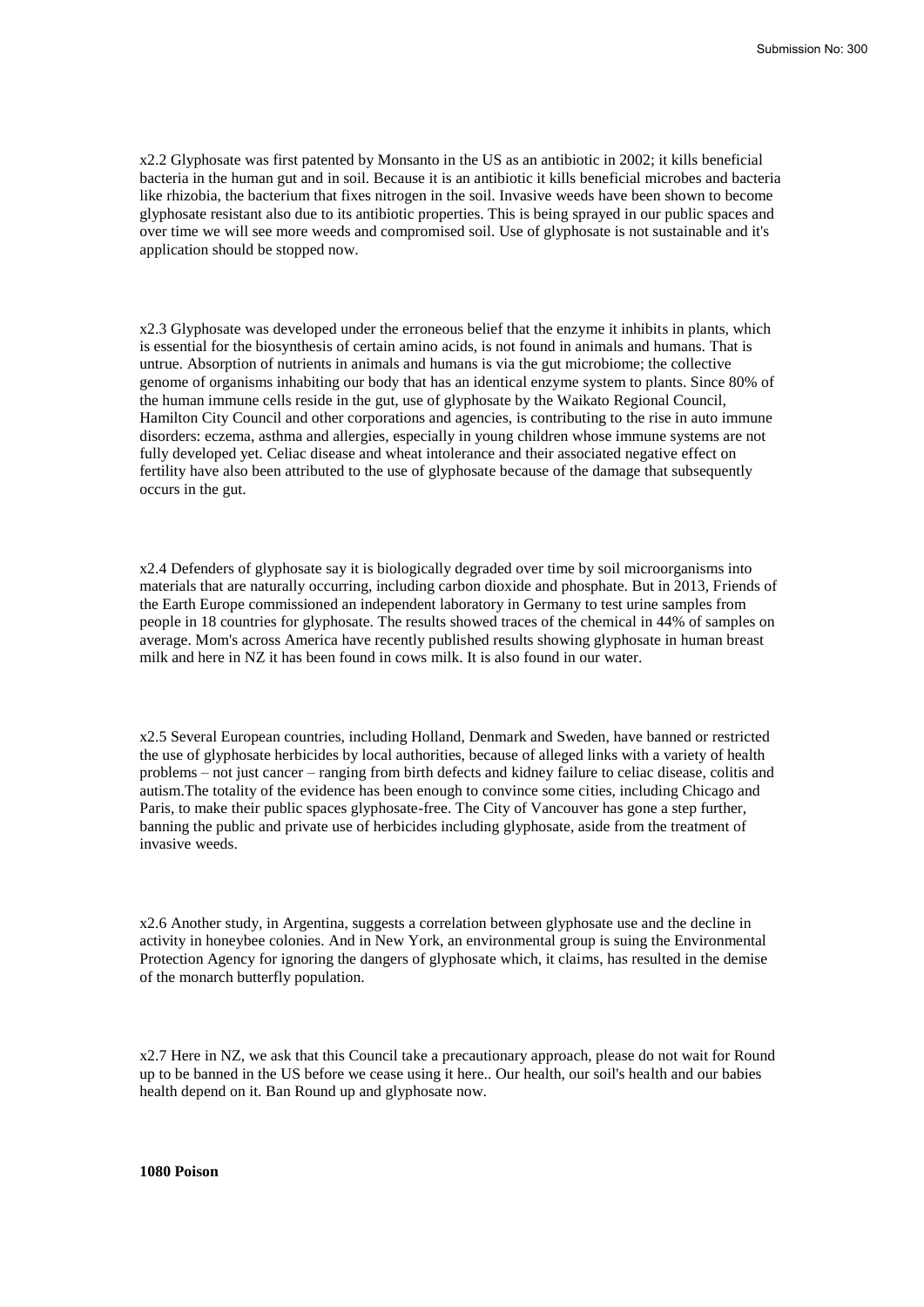x2.2 Glyphosate was first patented by Monsanto in the US as an antibiotic in 2002; it kills beneficial bacteria in the human gut and in soil. Because it is an antibiotic it kills beneficial microbes and bacteria like rhizobia, the bacterium that fixes nitrogen in the soil. Invasive weeds have been shown to become glyphosate resistant also due to its antibiotic properties. This is being sprayed in our public spaces and over time we will see more weeds and compromised soil. Use of glyphosate is not sustainable and it's application should be stopped now.

x2.3 Glyphosate was developed under the erroneous belief that the enzyme it inhibits in plants, which is essential for the biosynthesis of certain amino acids, is not found in animals and humans. That is untrue. Absorption of nutrients in animals and humans is via the gut microbiome; the collective genome of organisms inhabiting our body that has an identical enzyme system to plants. Since 80% of the human immune cells reside in the gut, use of glyphosate by the Waikato Regional Council, Hamilton City Council and other corporations and agencies, is contributing to the rise in auto immune disorders: eczema, asthma and allergies, especially in young children whose immune systems are not fully developed yet. Celiac disease and wheat intolerance and their associated negative effect on fertility have also been attributed to the use of glyphosate because of the damage that subsequently occurs in the gut.

x2.4 Defenders of glyphosate say it is biologically degraded over time by soil microorganisms into materials that are naturally occurring, including carbon dioxide and phosphate. But in 2013, Friends of the Earth Europe commissioned an independent laboratory in Germany to test urine samples from people in 18 countries for glyphosate. The results showed traces of the chemical in 44% of samples on average. Mom's across America have recently published results showing glyphosate in human breast milk and here in NZ it has been found in cows milk. It is also found in our water.

x2.5 Several European countries, including Holland, Denmark and Sweden, have banned or restricted the use of glyphosate herbicides by local authorities, because of alleged links with a variety of health problems – not just cancer – ranging from birth defects and kidney failure to celiac disease, colitis and autism.The totality of the evidence has been enough to convince some cities, including Chicago and Paris, to make their public spaces glyphosate-free. The City of Vancouver has gone a step further, banning the public and private use of herbicides including glyphosate, aside from the treatment of invasive weeds.

x2.6 Another study, in Argentina, suggests a correlation between glyphosate use and the decline in activity in honeybee colonies. And in New York, an environmental group is suing the Environmental Protection Agency for ignoring the dangers of glyphosate which, it claims, has resulted in the demise of the monarch butterfly population.

x2.7 Here in NZ, we ask that this Council take a precautionary approach, please do not wait for Round up to be banned in the US before we cease using it here.. Our health, our soil's health and our babies health depend on it. Ban Round up and glyphosate now.

**1080 Poison**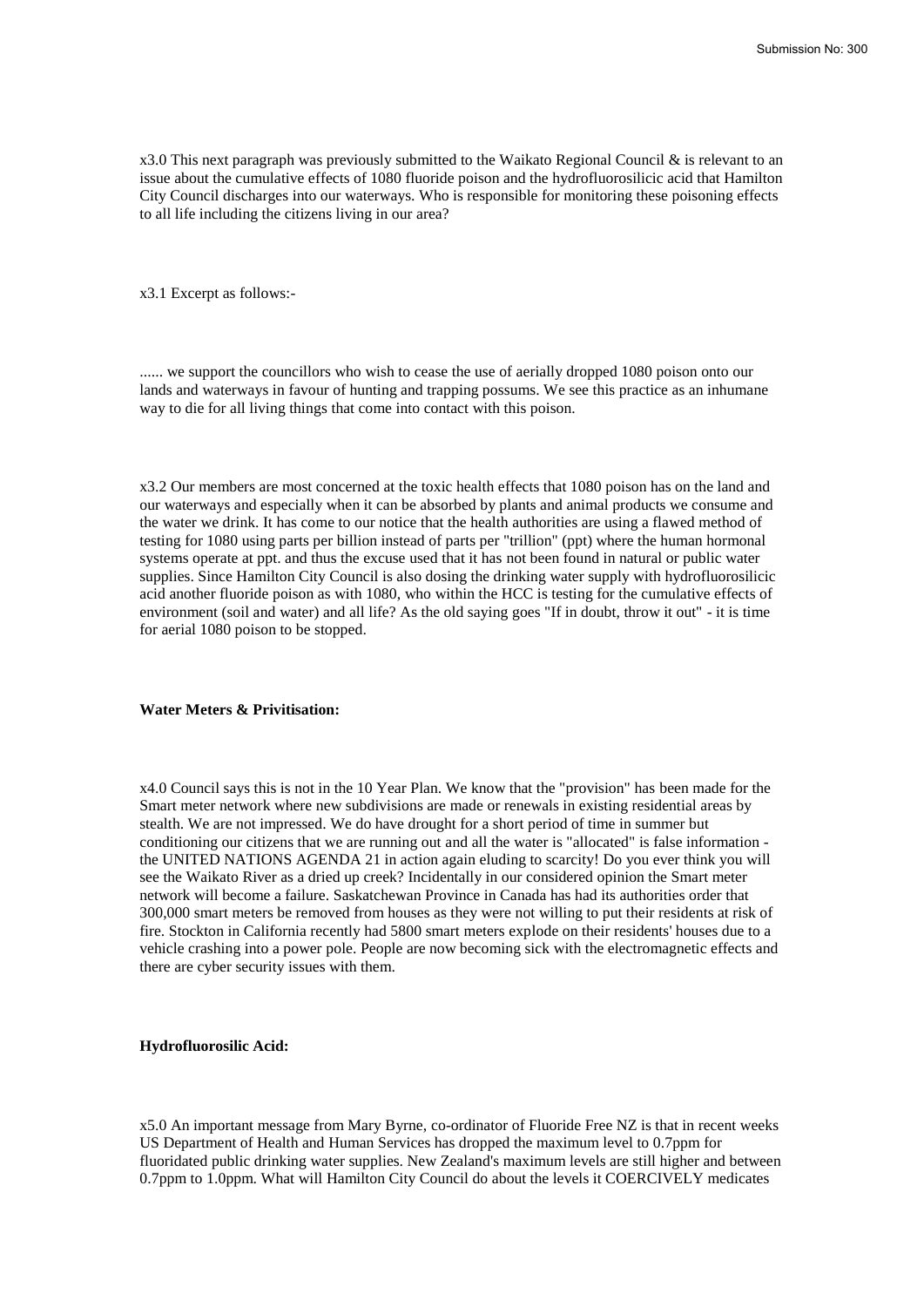x3.0 This next paragraph was previously submitted to the Waikato Regional Council & is relevant to an issue about the cumulative effects of 1080 fluoride poison and the hydrofluorosilicic acid that Hamilton City Council discharges into our waterways. Who is responsible for monitoring these poisoning effects to all life including the citizens living in our area?

x3.1 Excerpt as follows:-

...... we support the councillors who wish to cease the use of aerially dropped 1080 poison onto our lands and waterways in favour of hunting and trapping possums. We see this practice as an inhumane way to die for all living things that come into contact with this poison.

x3.2 Our members are most concerned at the toxic health effects that 1080 poison has on the land and our waterways and especially when it can be absorbed by plants and animal products we consume and the water we drink. It has come to our notice that the health authorities are using a flawed method of testing for 1080 using parts per billion instead of parts per "trillion" (ppt) where the human hormonal systems operate at ppt. and thus the excuse used that it has not been found in natural or public water supplies. Since Hamilton City Council is also dosing the drinking water supply with hydrofluorosilicic acid another fluoride poison as with 1080, who within the HCC is testing for the cumulative effects of environment (soil and water) and all life? As the old saying goes "If in doubt, throw it out" - it is time for aerial 1080 poison to be stopped.

**Water Meters & Privitisation:**

x4.0 Council says this is not in the 10 Year Plan. We know that the "provision" has been made for the Smart meter network where new subdivisions are made or renewals in existing residential areas by stealth. We are not impressed. We do have drought for a short period of time in summer but conditioning our citizens that we are running out and all the water is "allocated" is false information - the UNITED NATIONS AGENDA 21 in action again eluding to scarcity! Do you ever think you will see the Waikato River as a dried up creek? Incidentally in our considered opinion the Smart meter network will become a failure. Saskatchewan Province in Canada has had its authorities order that 300,000 smart meters be removed from houses as they were not willing to put their residents at risk of fire. Stockton in California recently had 5800 smart meters explode on their residents' houses due to a vehicle crashing into a power pole. People are now becoming sick with the electromagnetic effects and there are cyber security issues with them.

**Hydrofluorosilic Acid:**

x5.0 An important message from Mary Byrne, co-ordinator of Fluoride Free NZ is that in recent weeks US Department of Health and Human Services has dropped the maximum level to 0.7ppm for fluoridated public drinking water supplies. New Zealand's maximum levels are still higher and between 0.7ppm to 1.0ppm. What will Hamilton City Council do about the levels it COERCIVELY medicates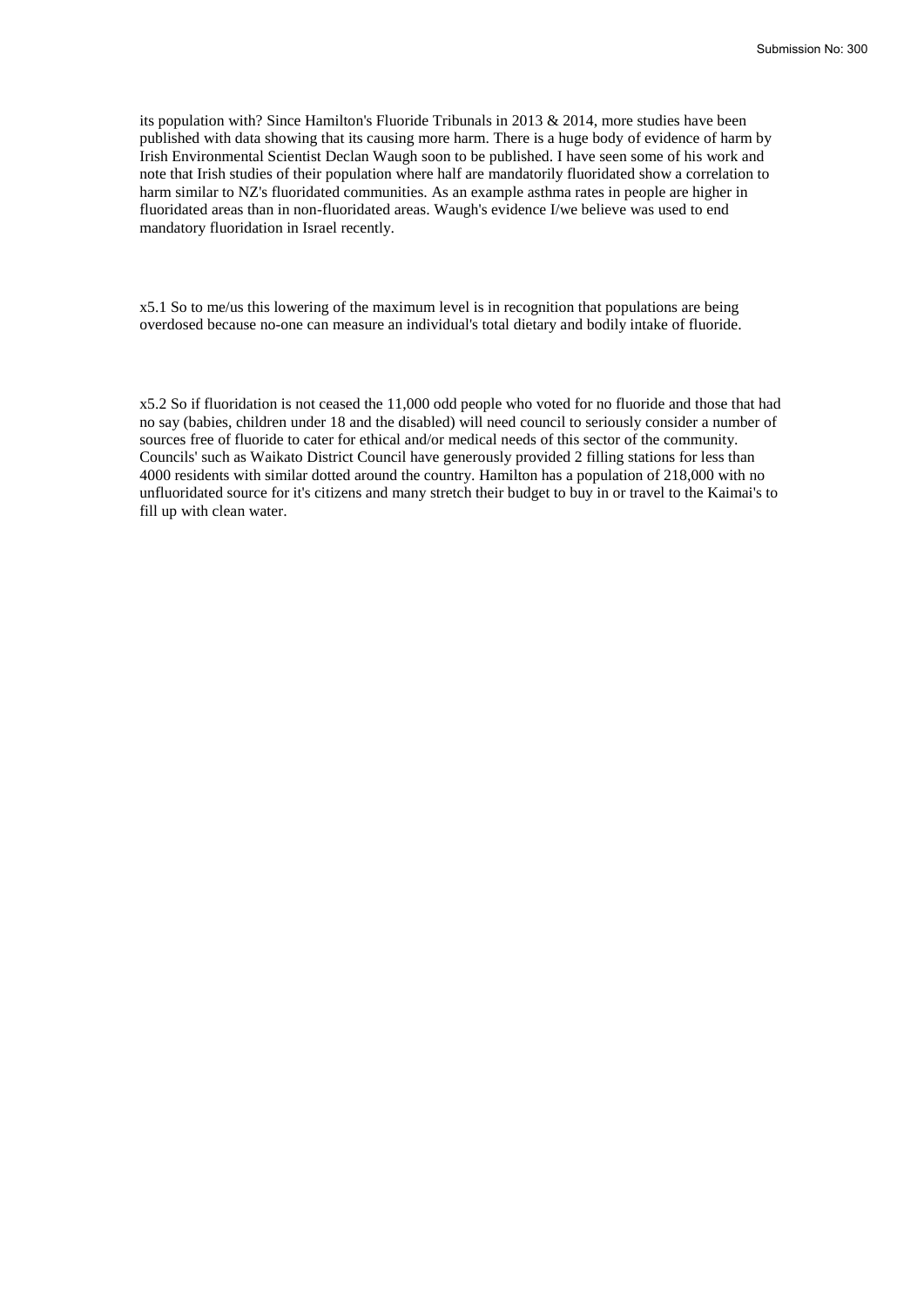its population with? Since Hamilton's Fluoride Tribunals in 2013 & 2014, more studies have been published with data showing that its causing more harm. There is a huge body of evidence of harm by Irish Environmental Scientist Declan Waugh soon to be published. I have seen some of his work and note that Irish studies of their population where half are mandatorily fluoridated show a correlation to harm similar to NZ's fluoridated communities. As an example asthma rates in people are higher in fluoridated areas than in non-fluoridated areas. Waugh's evidence I/we believe was used to end mandatory fluoridation in Israel recently.

x5.1 So to me/us this lowering of the maximum level is in recognition that populations are being overdosed because no-one can measure an individual's total dietary and bodily intake of fluoride.

x5.2 So if fluoridation is not ceased the 11,000 odd people who voted for no fluoride and those that had no say (babies, children under 18 and the disabled) will need council to seriously consider a number of sources free of fluoride to cater for ethical and/or medical needs of this sector of the community. Councils' such as Waikato District Council have generously provided 2 filling stations for less than 4000 residents with similar dotted around the country. Hamilton has a population of 218,000 with no unfluoridated source for it's citizens and many stretch their budget to buy in or travel to the Kaimai's to fill up with clean water.